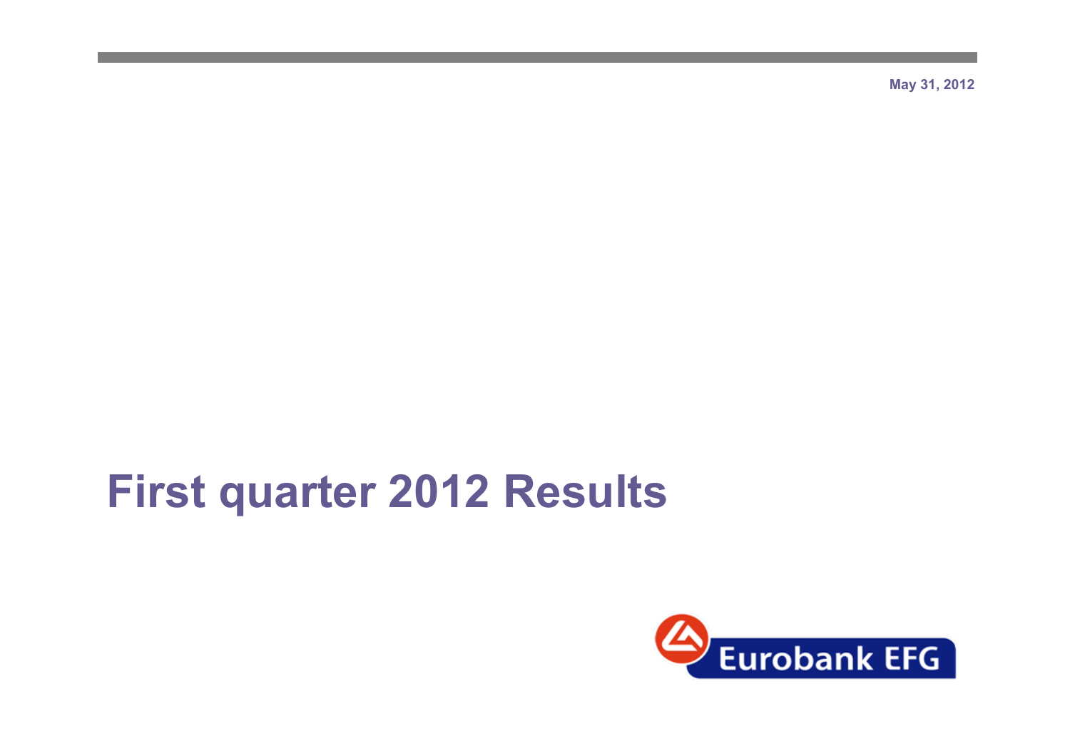May 31, 2012

# First quarter 2012 Results

Eurobank EFG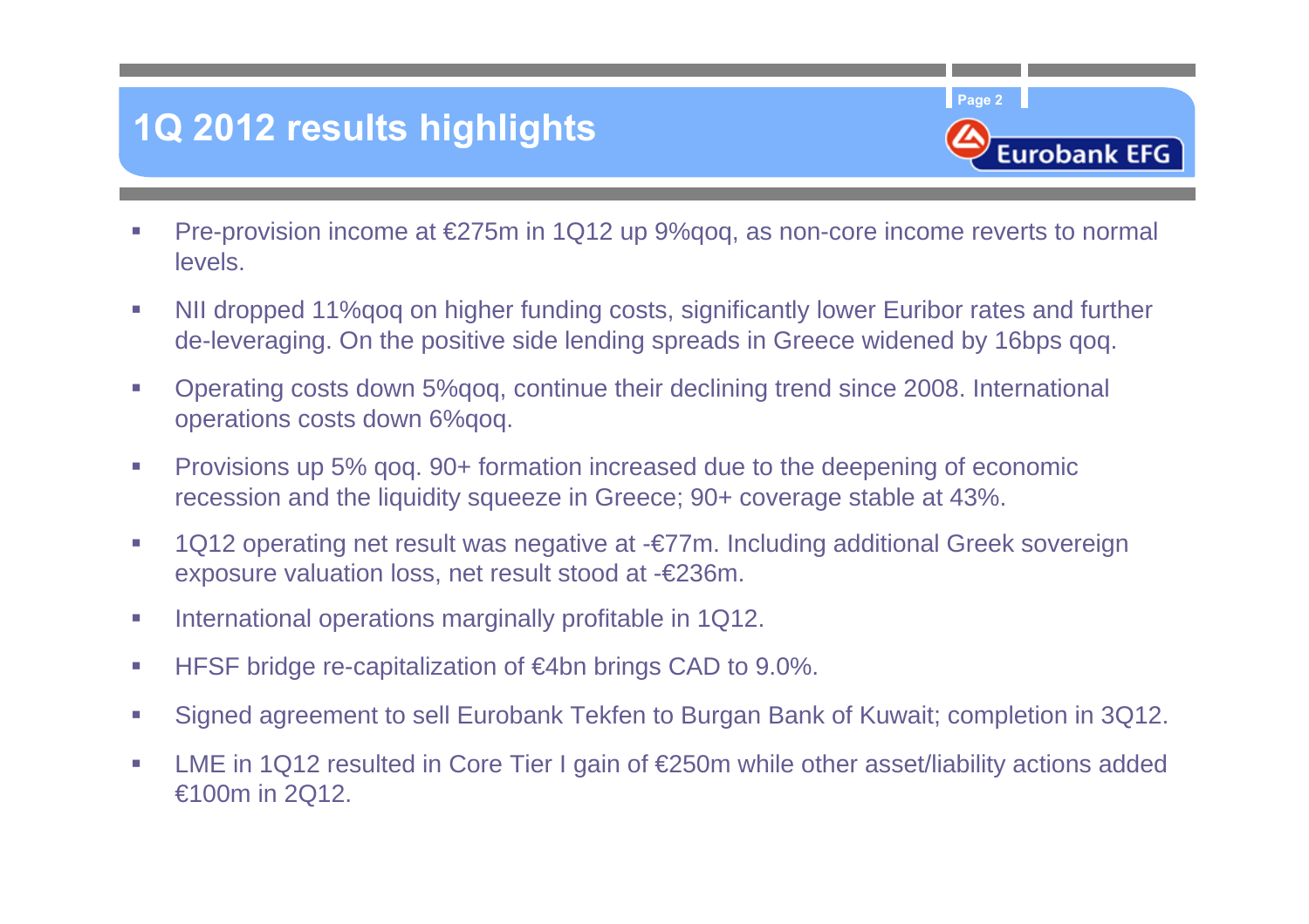# 1Q 2012 results highlights

- Pre-provision income at €275m in 1Q12 up 9%qoq, as non-core income reverts to normal levels.
- NII dropped 11%qoq on higher funding costs, significantly lower Euribor rates and further de-leveraging. On the positive side lending spreads in Greece widened by 16bps qoq.
- Operating costs down 5%qoq, continue their declining trend since 2008. International operations costs down 6%qoq.
- Provisions up 5% qoq. 90+ formation increased due to the deepening of economic recession and the liquidity squeeze in Greece; 90+ coverage stable at 43%.
- 1Q12 operating net result was negative at -€77m. Including additional Greek sovereign exposure valuation loss, net result stood at -€236m.
- International operations marginally profitable in 1Q12.
- HFSF bridge re-capitalization of €4bn brings CAD to 9.0%.
- Signed agreement to sell Eurobank Tekfen to Burgan Bank of Kuwait; completion in 3Q12.
- LME in 1Q12 resulted in Core Tier I gain of €250m while other asset/liability actions added €100m in 2Q12.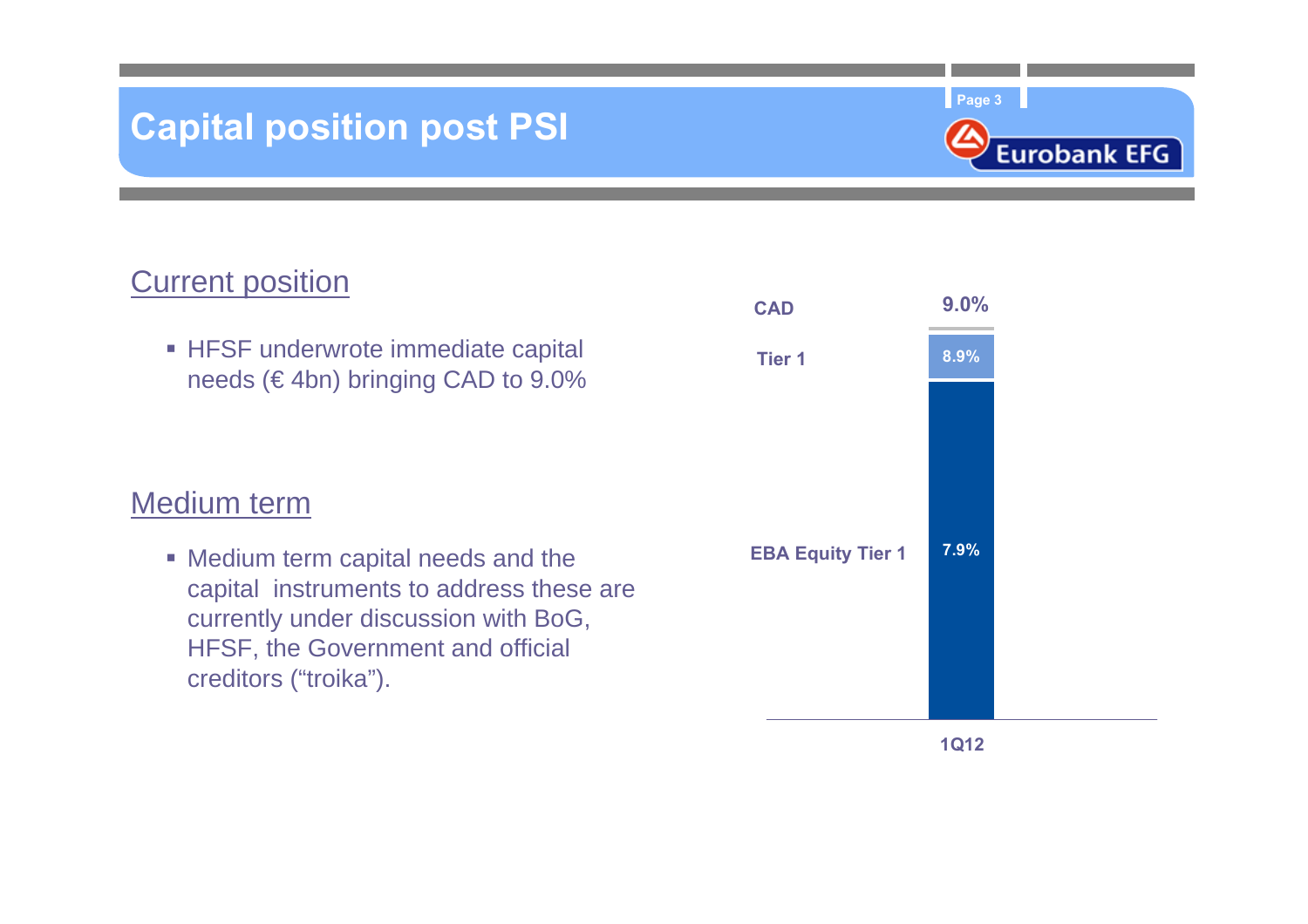# Capital position post PSI

## Current position

- HFSF underwrote immediate capital needs (€ 4bn) bringing CAD to 9.0%

## Medium term

- Medium term capital needs and the capital instruments to address these are currently under discussion with BoG, HFSF, the Government and official creditors ("troika").

| | 1Q12 |
|---|---|
| CAD | 9.0% |
| Tier 1 | 8.9% |
| EBA Equity Tier 1 | 7.9% |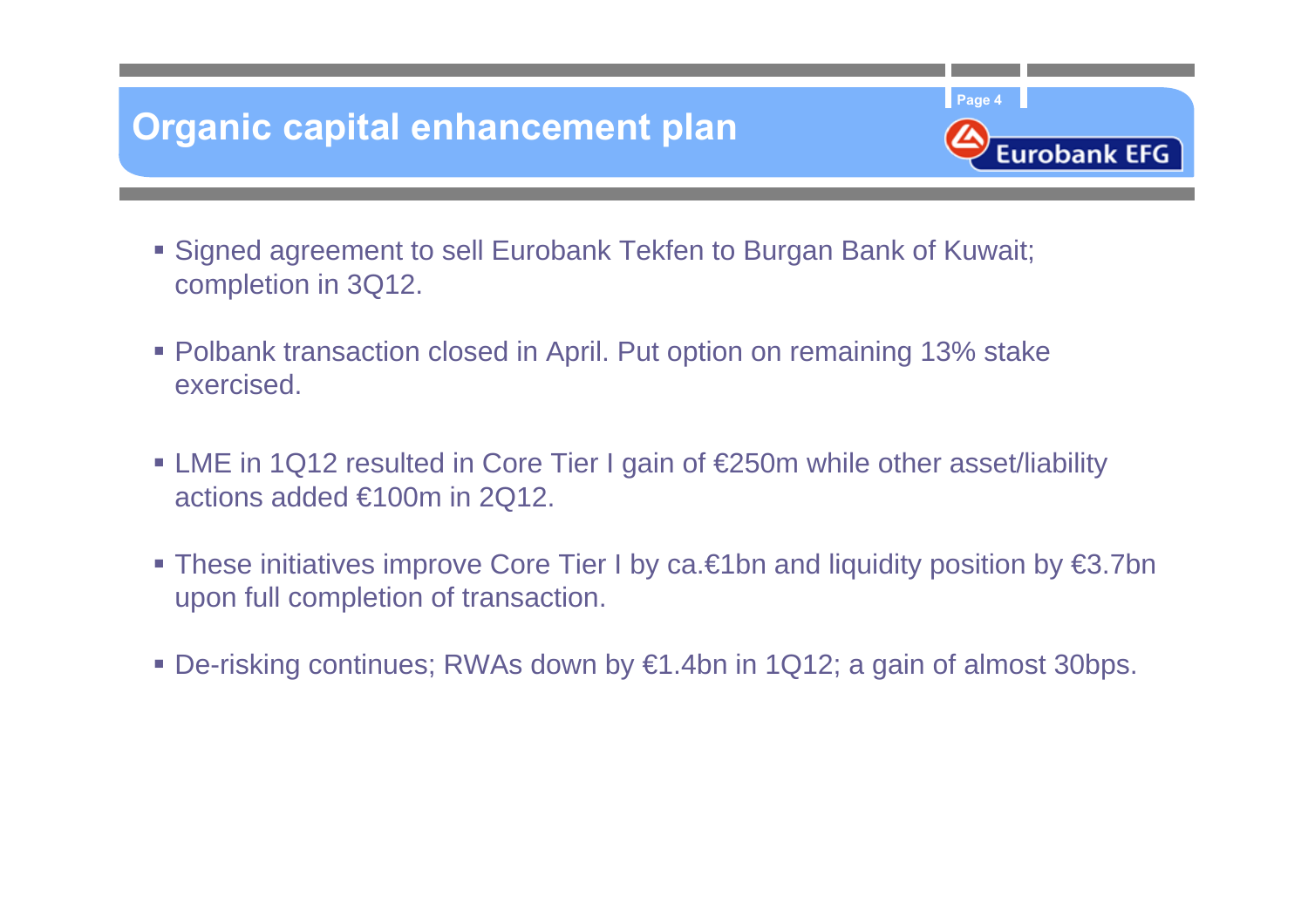# Organic capital enhancement plan

- Signed agreement to sell Eurobank Tekfen to Burgan Bank of Kuwait; completion in 3Q12.
- Polbank transaction closed in April. Put option on remaining 13% stake exercised.
- LME in 1Q12 resulted in Core Tier I gain of €250m while other asset/liability actions added €100m in 2Q12.
- These initiatives improve Core Tier I by ca.€1bn and liquidity position by €3.7bn upon full completion of transaction.
- De-risking continues; RWAs down by €1.4bn in 1Q12; a gain of almost 30bps.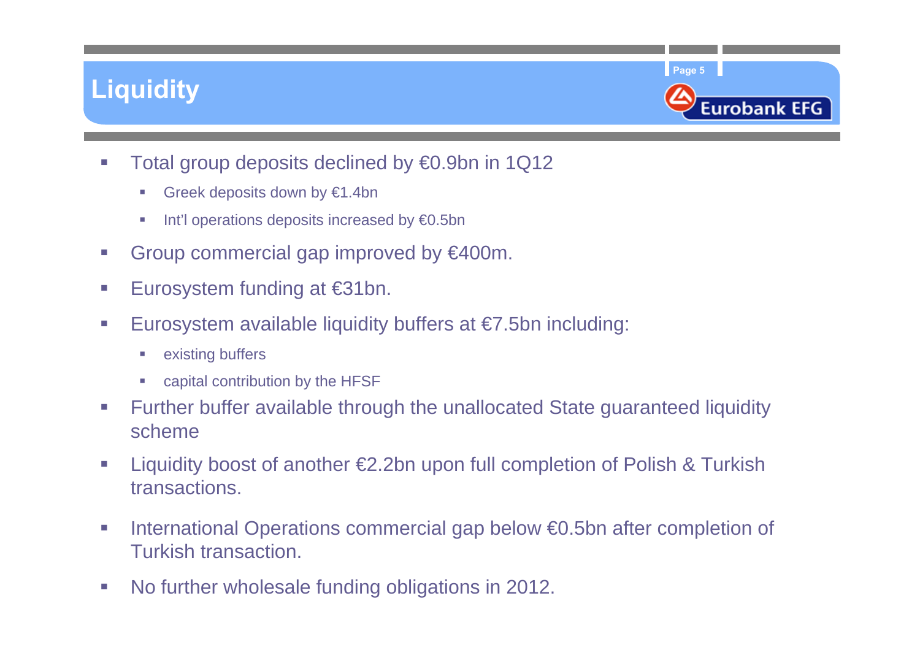# Liquidity

- Total group deposits declined by €0.9bn in 1Q12
  - Greek deposits down by €1.4bn
  - Int'l operations deposits increased by €0.5bn
- Group commercial gap improved by €400m.
- Eurosystem funding at €31bn.
- Eurosystem available liquidity buffers at €7.5bn including:
  - existing buffers
  - capital contribution by the HFSF
- Further buffer available through the unallocated State guaranteed liquidity scheme
- Liquidity boost of another €2.2bn upon full completion of Polish & Turkish transactions.
- International Operations commercial gap below €0.5bn after completion of Turkish transaction.
- No further wholesale funding obligations in 2012.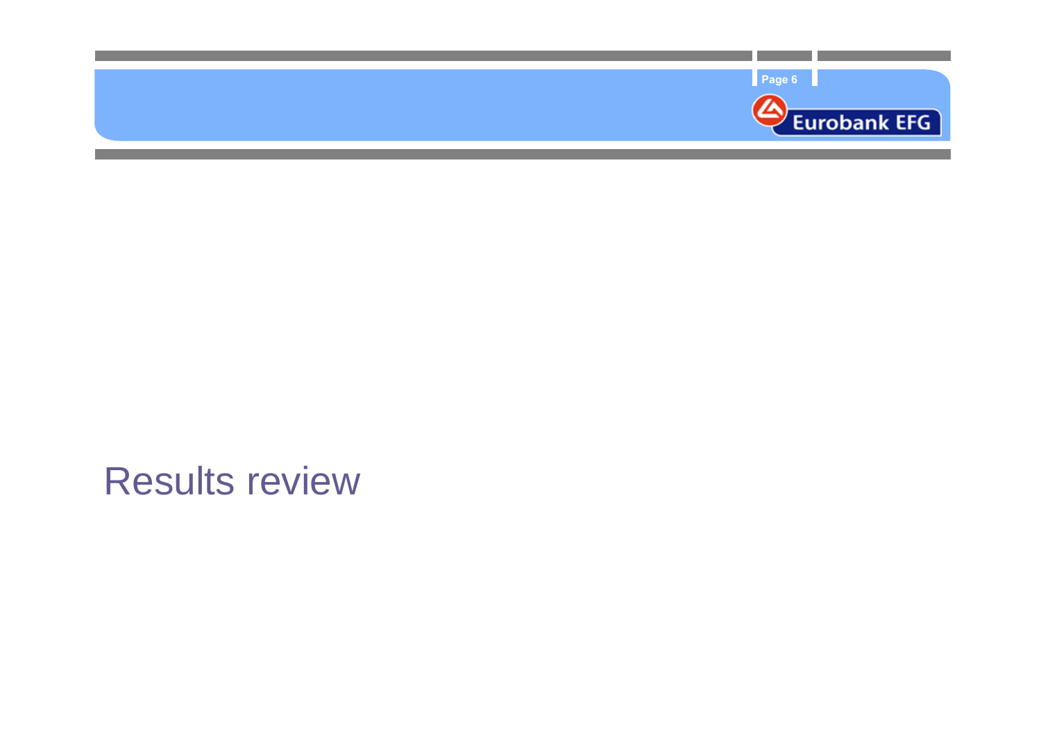# Results review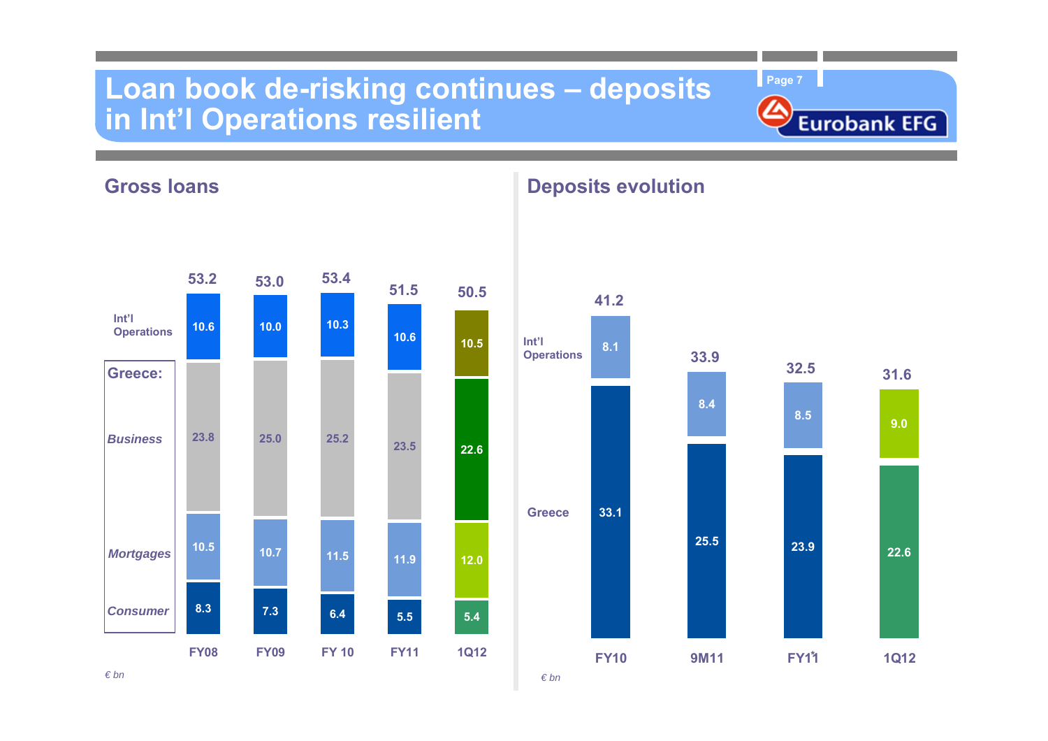# Loan book de-risking continues – deposits in Int'l Operations resilient

## Gross loans

| | FY08 | FY09 | FY 10 | FY11 | 1Q12 |
|---|---|---|---|---|---|
| Int'l Operations | 10.6 | 10.0 | 10.3 | 10.6 | 10.5 |
| Greece: Business | 23.8 | 25.0 | 25.2 | 23.5 | 22.6 |
| Greece: Mortgages | 10.5 | 10.7 | 11.5 | 11.9 | 12.0 |
| Greece: Consumer | 8.3 | 7.3 | 6.4 | 5.5 | 5.4 |
| **Total** | **53.2** | **53.0** | **53.4** | **51.5** | **50.5** |

*€ bn*

## Deposits evolution

| | FY10 | 9M11 | FY11* | 1Q12 |
|---|---|---|---|---|
| Int'l Operations | 8.1 | 8.4 | 8.5 | 9.0 |
| Greece | 33.1 | 25.5 | 23.9 | 22.6 |
| **Total** | **41.2** | **33.9** | **32.5** | **31.6** |

*€ bn*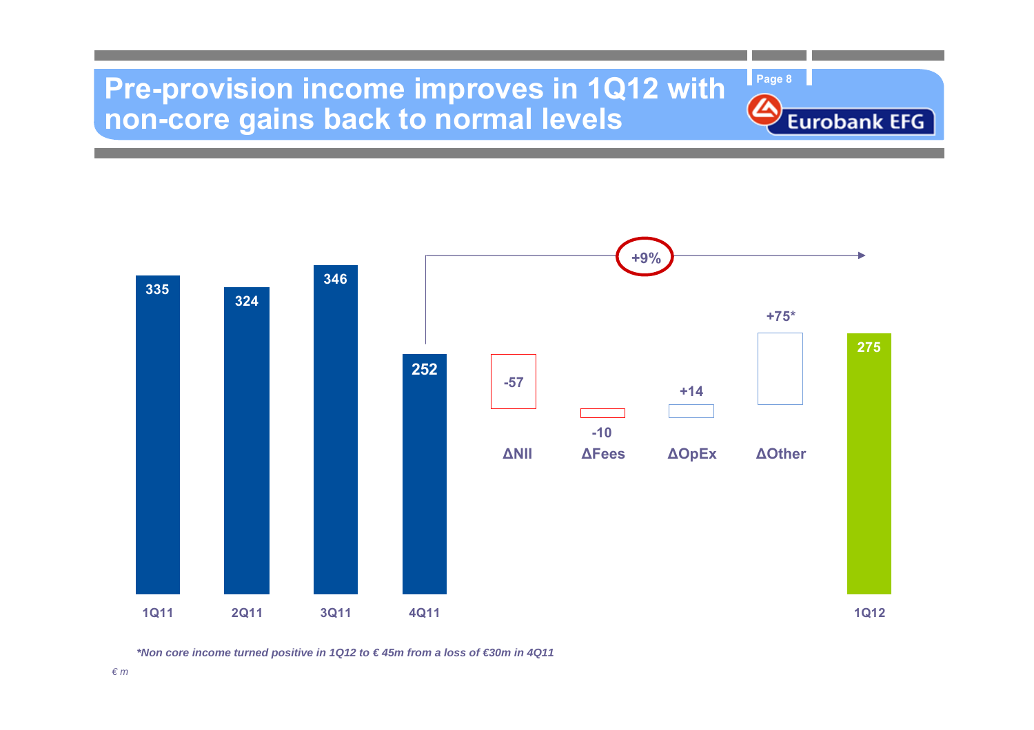# Pre-provision income improves in 1Q12 with non-core gains back to normal levels

| | 1Q11 | 2Q11 | 3Q11 | 4Q11 | ΔNII | ΔFees | ΔOpEx | ΔOther | 1Q12 |
|---|---|---|---|---|---|---|---|---|---|
| € m | 335 | 324 | 346 | 252 | -57 | -10 | +14 | +75* | 275 |

4Q11 → 1Q12: +9%

*\*Non core income turned positive in 1Q12 to € 45m from a loss of €30m in 4Q11*

*€ m*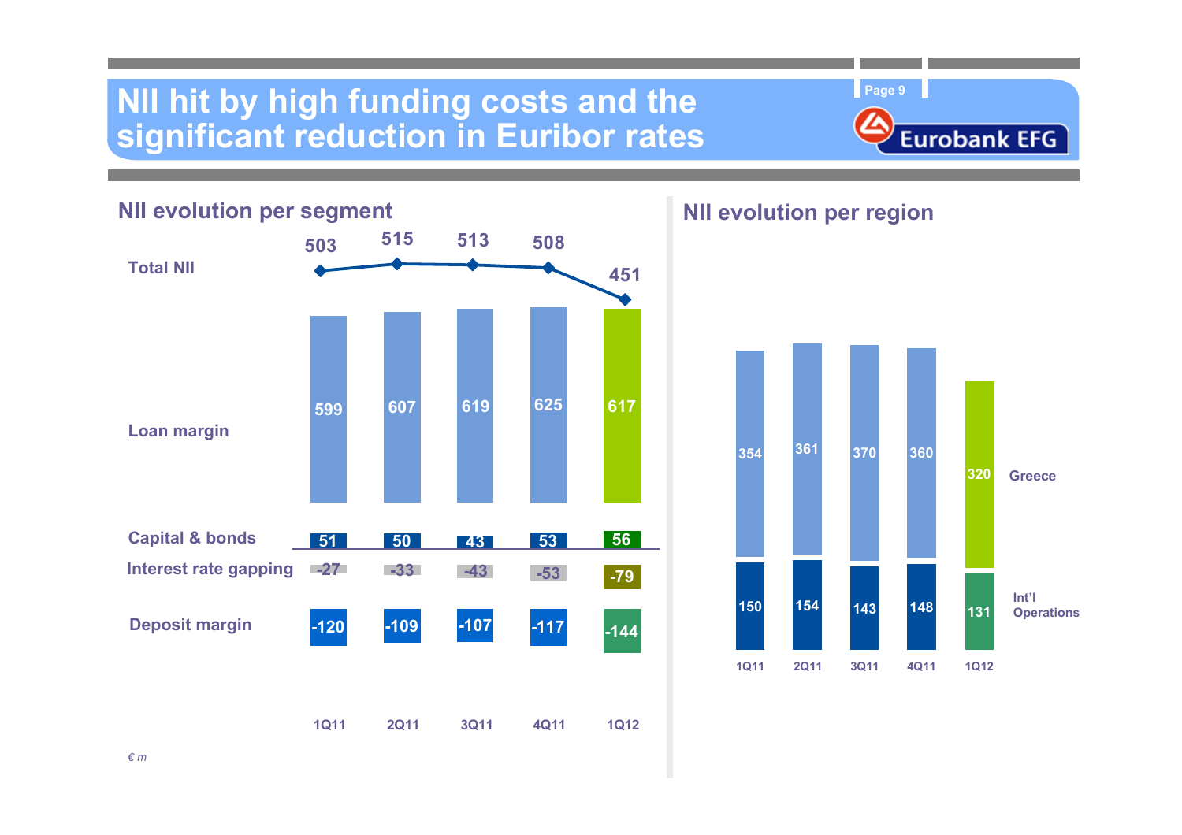# NII hit by high funding costs and the significant reduction in Euribor rates

## NII evolution per segment

| | 1Q11 | 2Q11 | 3Q11 | 4Q11 | 1Q12 |
|---|---|---|---|---|---|
| Total NII | 503 | 515 | 513 | 508 | 451 |
| Loan margin | 599 | 607 | 619 | 625 | 617 |
| Capital & bonds | 51 | 50 | 43 | 53 | 56 |
| Interest rate gapping | -27 | -33 | -43 | -53 | -79 |
| Deposit margin | -120 | -109 | -107 | -117 | -144 |

## NII evolution per region

| | 1Q11 | 2Q11 | 3Q11 | 4Q11 | 1Q12 |
|---|---|---|---|---|---|
| Greece | 354 | 361 | 370 | 360 | 320 |
| Int'l Operations | 150 | 154 | 143 | 148 | 131 |

*€ m*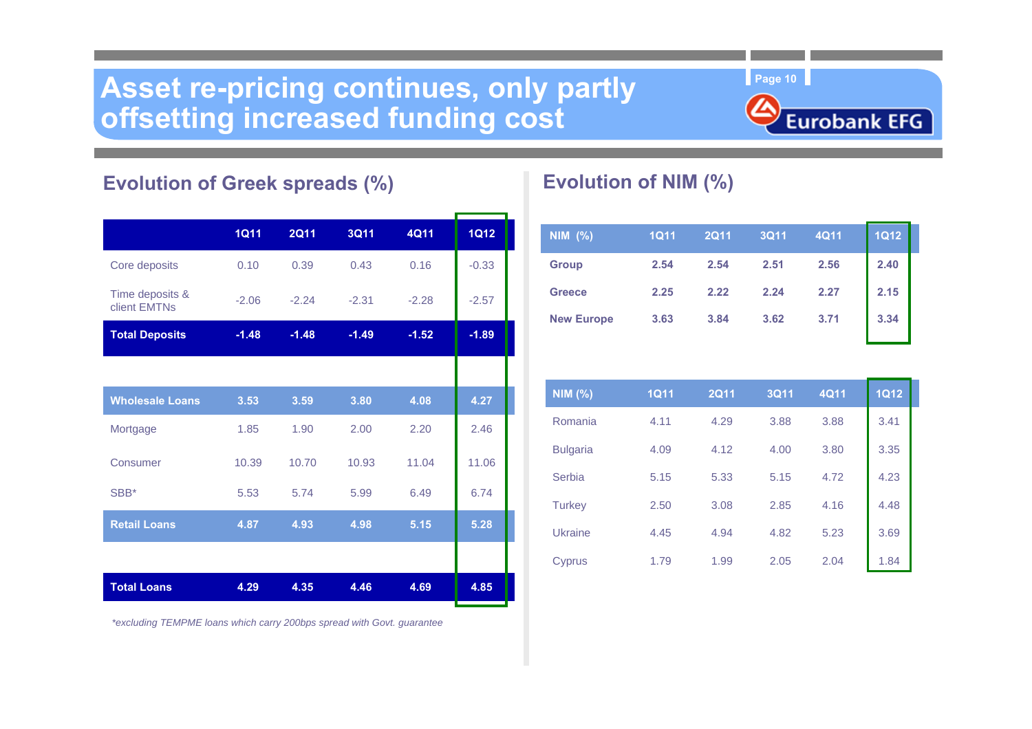# Asset re-pricing continues, only partly offsetting increased funding cost

## Evolution of Greek spreads (%)

| | 1Q11 | 2Q11 | 3Q11 | 4Q11 | 1Q12 |
|---|---|---|---|---|---|
| Core deposits | 0.10 | 0.39 | 0.43 | 0.16 | -0.33 |
| Time deposits & client EMTNs | -2.06 | -2.24 | -2.31 | -2.28 | -2.57 |
| **Total Deposits** | **-1.48** | **-1.48** | **-1.49** | **-1.52** | **-1.89** |
| | | | | | |
| **Wholesale Loans** | **3.53** | **3.59** | **3.80** | **4.08** | **4.27** |
| Mortgage | 1.85 | 1.90 | 2.00 | 2.20 | 2.46 |
| Consumer | 10.39 | 10.70 | 10.93 | 11.04 | 11.06 |
| SBB* | 5.53 | 5.74 | 5.99 | 6.49 | 6.74 |
| **Retail Loans** | **4.87** | **4.93** | **4.98** | **5.15** | **5.28** |
| | | | | | |
| **Total Loans** | **4.29** | **4.35** | **4.46** | **4.69** | **4.85** |

*excluding TEMPME loans which carry 200bps spread with Govt. guarantee

## Evolution of NIM (%)

| NIM (%) | 1Q11 | 2Q11 | 3Q11 | 4Q11 | 1Q12 |
|---|---|---|---|---|---|
| **Group** | **2.54** | **2.54** | **2.51** | **2.56** | **2.40** |
| **Greece** | **2.25** | **2.22** | **2.24** | **2.27** | **2.15** |
| **New Europe** | **3.63** | **3.84** | **3.62** | **3.71** | **3.34** |

| NIM (%) | 1Q11 | 2Q11 | 3Q11 | 4Q11 | 1Q12 |
|---|---|---|---|---|---|
| Romania | 4.11 | 4.29 | 3.88 | 3.88 | 3.41 |
| Bulgaria | 4.09 | 4.12 | 4.00 | 3.80 | 3.35 |
| Serbia | 5.15 | 5.33 | 5.15 | 4.72 | 4.23 |
| Turkey | 2.50 | 3.08 | 2.85 | 4.16 | 4.48 |
| Ukraine | 4.45 | 4.94 | 4.82 | 5.23 | 3.69 |
| Cyprus | 1.79 | 1.99 | 2.05 | 2.04 | 1.84 |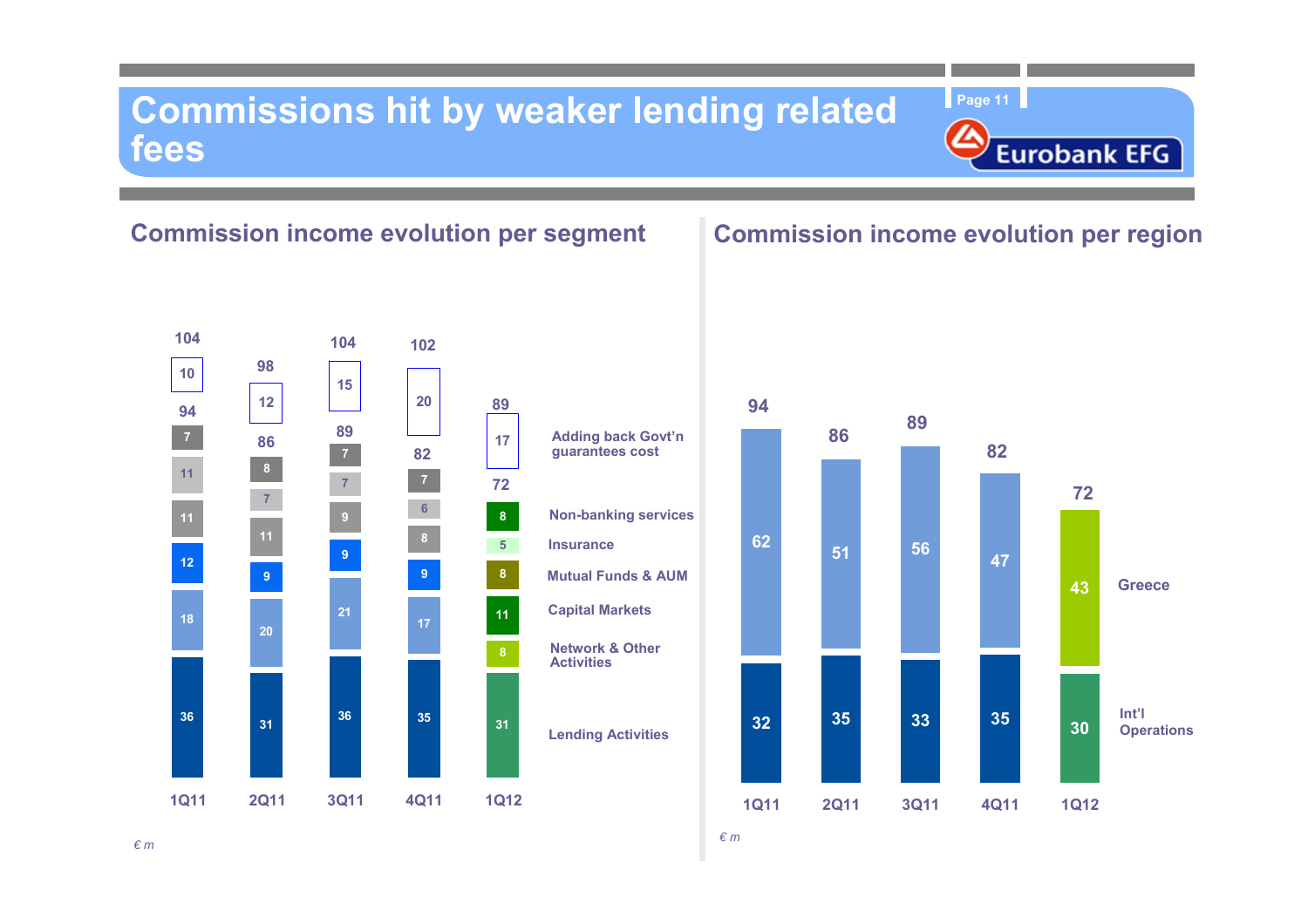# Commissions hit by weaker lending related fees

## Commission income evolution per segment

| | 1Q11 | 2Q11 | 3Q11 | 4Q11 | 1Q12 |
|---|---|---|---|---|---|
| Adding back Govt'n guarantees cost | 10 | 12 | 15 | 20 | 17 |
| Non-banking services | 7 | 8 | 7 | 7 | 8 |
| Insurance | 11 | 7 | 7 | 6 | 5 |
| Mutual Funds & AUM | 11 | 11 | 9 | 8 | 8 |
| Capital Markets | 12 | 9 | 9 | 9 | 11 |
| Network & Other Activities | 18 | 20 | 21 | 17 | 8 |
| Lending Activities | 36 | 31 | 36 | 35 | 31 |
| Total | 94 | 86 | 89 | 82 | 72 |
| Total incl. Govt'n guarantees cost | 104 | 98 | 104 | 102 | 89 |

*€ m*

## Commission income evolution per region

| | 1Q11 | 2Q11 | 3Q11 | 4Q11 | 1Q12 |
|---|---|---|---|---|---|
| Greece | 62 | 51 | 56 | 47 | 43 |
| Int'l Operations | 32 | 35 | 33 | 35 | 30 |
| Total | 94 | 86 | 89 | 82 | 72 |

*€ m*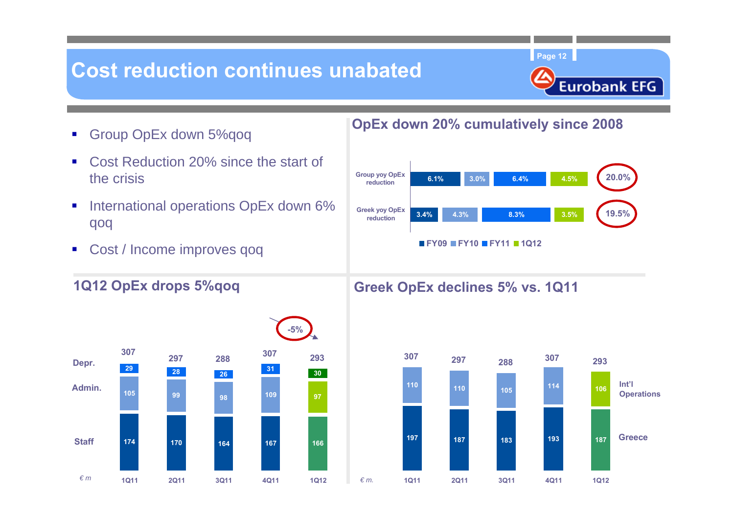# Cost reduction continues unabated

- Group OpEx down 5%qoq
- Cost Reduction 20% since the start of the crisis
- International operations OpEx down 6% qoq
- Cost / Income improves qoq

## OpEx down 20% cumulatively since 2008

| | FY09 | FY10 | FY11 | 1Q12 | Cumulative |
|---|---|---|---|---|---|
| Group yoy OpEx reduction | 6.1% | 3.0% | 6.4% | 4.5% | 20.0% |
| Greek yoy OpEx reduction | 3.4% | 4.3% | 8.3% | 3.5% | 19.5% |

## 1Q12 OpEx drops 5%qoq

€ m

| | 1Q11 | 2Q11 | 3Q11 | 4Q11 | 1Q12 |
|---|---|---|---|---|---|
| Depr. | 29 | 28 | 26 | 31 | 30 |
| Admin. | 105 | 99 | 98 | 109 | 97 |
| Staff | 174 | 170 | 164 | 167 | 166 |
| Total | 307 | 297 | 288 | 307 | 293 |

-5%

## Greek OpEx declines 5% vs. 1Q11

€ m.

| | 1Q11 | 2Q11 | 3Q11 | 4Q11 | 1Q12 |
|---|---|---|---|---|---|
| Int'l Operations | 110 | 110 | 105 | 114 | 106 |
| Greece | 197 | 187 | 183 | 193 | 187 |
| Total | 307 | 297 | 288 | 307 | 293 |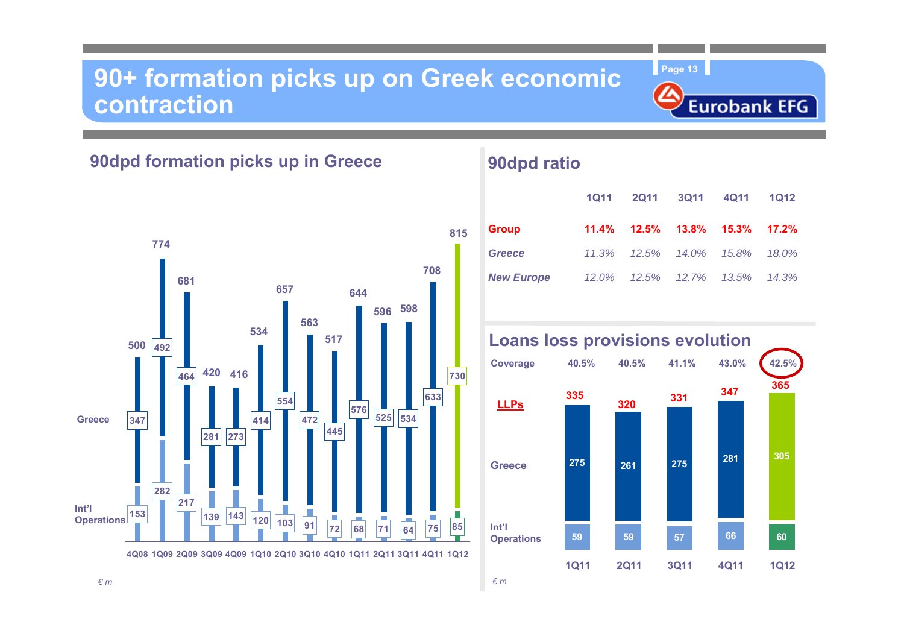# 90+ formation picks up on Greek economic contraction

## 90dpd formation picks up in Greece

| | 4Q08 | 1Q09 | 2Q09 | 3Q09 | 4Q09 | 1Q10 | 2Q10 | 3Q10 | 4Q10 | 1Q11 | 2Q11 | 3Q11 | 4Q11 | 1Q12 |
|---|---|---|---|---|---|---|---|---|---|---|---|---|---|---|
| Total | 500 | 774 | 681 | 420 | 416 | 534 | 657 | 563 | 517 | 644 | 596 | 598 | 708 | 815 |
| Greece | 347 | 492 | 464 | 281 | 273 | 414 | 554 | 472 | 445 | 576 | 525 | 534 | 633 | 730 |
| Int'l Operations | 153 | 282 | 217 | 139 | 143 | 120 | 103 | 91 | 72 | 68 | 71 | 64 | 75 | 85 |

*€ m*

## 90dpd ratio

| | 1Q11 | 2Q11 | 3Q11 | 4Q11 | 1Q12 |
|---|---|---|---|---|---|
| **Group** | **11.4%** | **12.5%** | **13.8%** | **15.3%** | **17.2%** |
| *Greece* | *11.3%* | *12.5%* | *14.0%* | *15.8%* | *18.0%* |
| *New Europe* | *12.0%* | *12.5%* | *12.7%* | *13.5%* | *14.3%* |

## Loans loss provisions evolution

| | 1Q11 | 2Q11 | 3Q11 | 4Q11 | 1Q12 |
|---|---|---|---|---|---|
| Coverage | 40.5% | 40.5% | 41.1% | 43.0% | 42.5% |
| **LLPs** | 335 | 320 | 331 | 347 | 365 |
| Greece | 275 | 261 | 275 | 281 | 305 |
| Int'l Operations | 59 | 59 | 57 | 66 | 60 |

*€ m*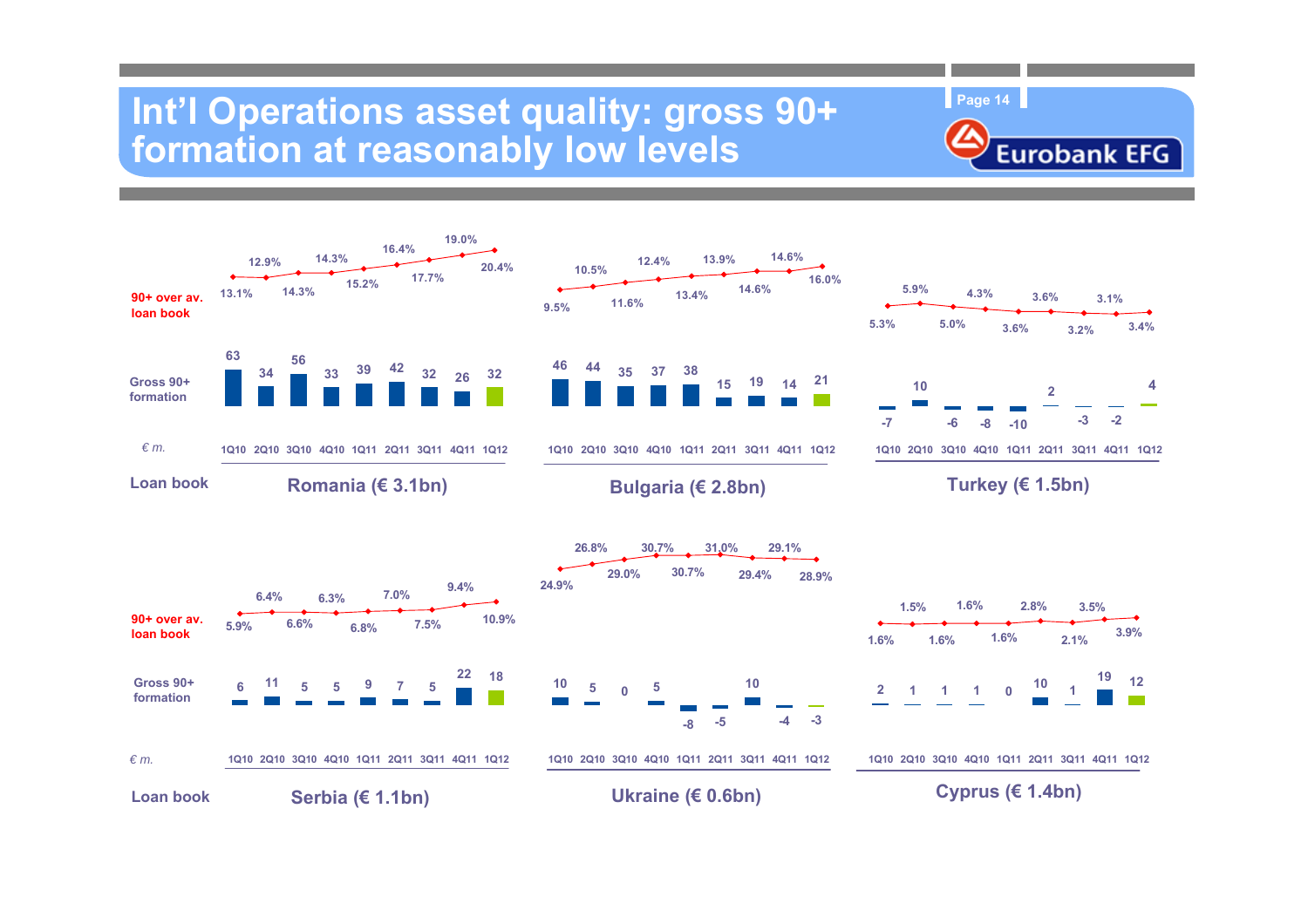# Int'l Operations asset quality: gross 90+ formation at reasonably low levels

**Romania (€ 3.1bn)**

| | 1Q10 | 2Q10 | 3Q10 | 4Q10 | 1Q11 | 2Q11 | 3Q11 | 4Q11 | 1Q12 |
|---|---|---|---|---|---|---|---|---|---|
| 90+ over av. loan book | 13.1% | 12.9% | 14.3% | 14.3% | 15.2% | 16.4% | 17.7% | 19.0% | 20.4% |
| Gross 90+ formation (€ m.) | 63 | 34 | 56 | 33 | 39 | 42 | 32 | 26 | 32 |

**Bulgaria (€ 2.8bn)**

| | 1Q10 | 2Q10 | 3Q10 | 4Q10 | 1Q11 | 2Q11 | 3Q11 | 4Q11 | 1Q12 |
|---|---|---|---|---|---|---|---|---|---|
| 90+ over av. loan book | 9.5% | 10.5% | 11.6% | 12.4% | 13.4% | 13.9% | 14.6% | 14.6% | 16.0% |
| Gross 90+ formation (€ m.) | 46 | 44 | 35 | 37 | 38 | 15 | 19 | 14 | 21 |

**Turkey (€ 1.5bn)**

| | 1Q10 | 2Q10 | 3Q10 | 4Q10 | 1Q11 | 2Q11 | 3Q11 | 4Q11 | 1Q12 |
|---|---|---|---|---|---|---|---|---|---|
| 90+ over av. loan book | 5.3% | 5.9% | 5.0% | 4.3% | 3.6% | 3.6% | 3.2% | 3.1% | 3.4% |
| Gross 90+ formation (€ m.) | -7 | 10 | -6 | -8 | -10 | 2 | -3 | -2 | 4 |

**Serbia (€ 1.1bn)**

| | 1Q10 | 2Q10 | 3Q10 | 4Q10 | 1Q11 | 2Q11 | 3Q11 | 4Q11 | 1Q12 |
|---|---|---|---|---|---|---|---|---|---|
| 90+ over av. loan book | 5.9% | 6.4% | 6.6% | 6.3% | 6.8% | 7.0% | 7.5% | 9.4% | 10.9% |
| Gross 90+ formation (€ m.) | 6 | 11 | 5 | 5 | 9 | 7 | 5 | 22 | 18 |

**Ukraine (€ 0.6bn)**

| | 1Q10 | 2Q10 | 3Q10 | 4Q10 | 1Q11 | 2Q11 | 3Q11 | 4Q11 | 1Q12 |
|---|---|---|---|---|---|---|---|---|---|
| 90+ over av. loan book | 24.9% | 26.8% | 29.0% | 30.7% | 30.7% | 31.0% | 29.4% | 29.1% | 28.9% |
| Gross 90+ formation (€ m.) | 10 | 5 | 0 | 5 | -8 | -5 | 10 | -4 | -3 |

**Cyprus (€ 1.4bn)**

| | 1Q10 | 2Q10 | 3Q10 | 4Q10 | 1Q11 | 2Q11 | 3Q11 | 4Q11 | 1Q12 |
|---|---|---|---|---|---|---|---|---|---|
| 90+ over av. loan book | 1.6% | 1.5% | 1.6% | 1.6% | 1.6% | 2.8% | 2.1% | 3.5% | 3.9% |
| Gross 90+ formation (€ m.) | 2 | 1 | 1 | 1 | 0 | 10 | 1 | 19 | 12 |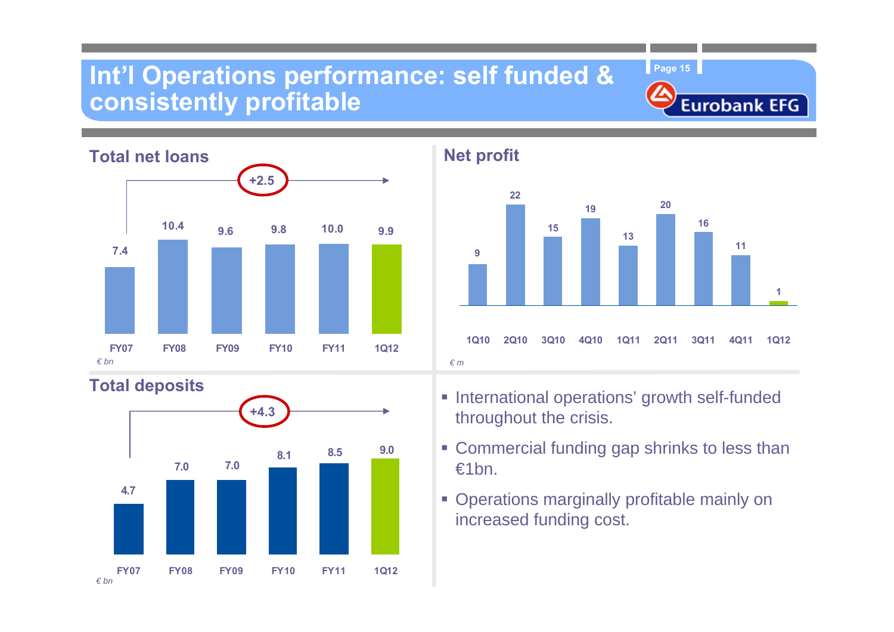# Int'l Operations performance: self funded & consistently profitable

## Total net loans

+2.5

| FY07 | FY08 | FY09 | FY10 | FY11 | 1Q12 |
|---|---|---|---|---|---|
| 7.4 | 10.4 | 9.6 | 9.8 | 10.0 | 9.9 |

*€ bn*

## Net profit

| 1Q10 | 2Q10 | 3Q10 | 4Q10 | 1Q11 | 2Q11 | 3Q11 | 4Q11 | 1Q12 |
|---|---|---|---|---|---|---|---|---|
| 9 | 22 | 15 | 19 | 13 | 20 | 16 | 11 | 1 |

*€ m*

## Total deposits

+4.3

| FY07 | FY08 | FY09 | FY10 | FY11 | 1Q12 |
|---|---|---|---|---|---|
| 4.7 | 7.0 | 7.0 | 8.1 | 8.5 | 9.0 |

*€ bn*

- International operations' growth self-funded throughout the crisis.
- Commercial funding gap shrinks to less than €1bn.
- Operations marginally profitable mainly on increased funding cost.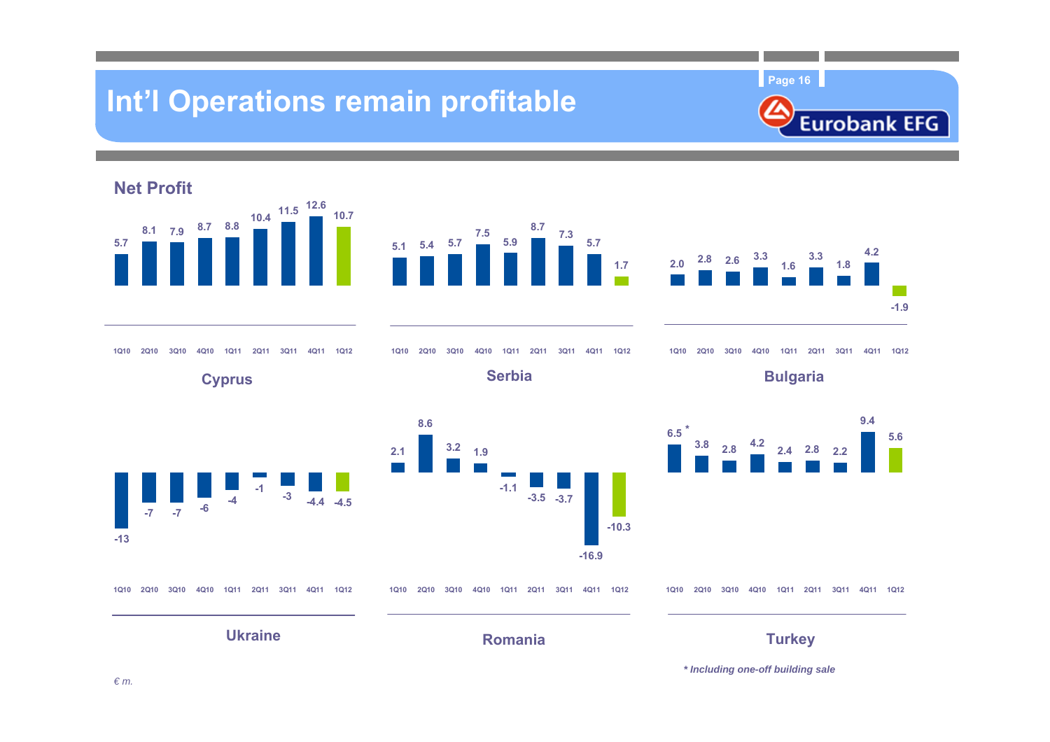# Int'l Operations remain profitable

## Net Profit

| | 1Q10 | 2Q10 | 3Q10 | 4Q10 | 1Q11 | 2Q11 | 3Q11 | 4Q11 | 1Q12 |
|---|---|---|---|---|---|---|---|---|---|
| Cyprus | 5.7 | 8.1 | 7.9 | 8.7 | 8.8 | 10.4 | 11.5 | 12.6 | 10.7 |
| Serbia | 5.1 | 5.4 | 5.7 | 7.5 | 5.9 | 8.7 | 7.3 | 5.7 | 1.7 |
| Bulgaria | 2.0 | 2.8 | 2.6 | 3.3 | 1.6 | 3.3 | 1.8 | 4.2 | -1.9 |
| Ukraine | -13 | -7 | -7 | -6 | -4 | -1 | -3 | -4.4 | -4.5 |
| Romania | 2.1 | 8.6 | 3.2 | 1.9 | -1.1 | -3.5 | -3.7 | -16.9 | -10.3 |
| Turkey | 6.5 * | 3.8 | 2.8 | 4.2 | 2.4 | 2.8 | 2.2 | 9.4 | 5.6 |

*\* Including one-off building sale*

*€ m.*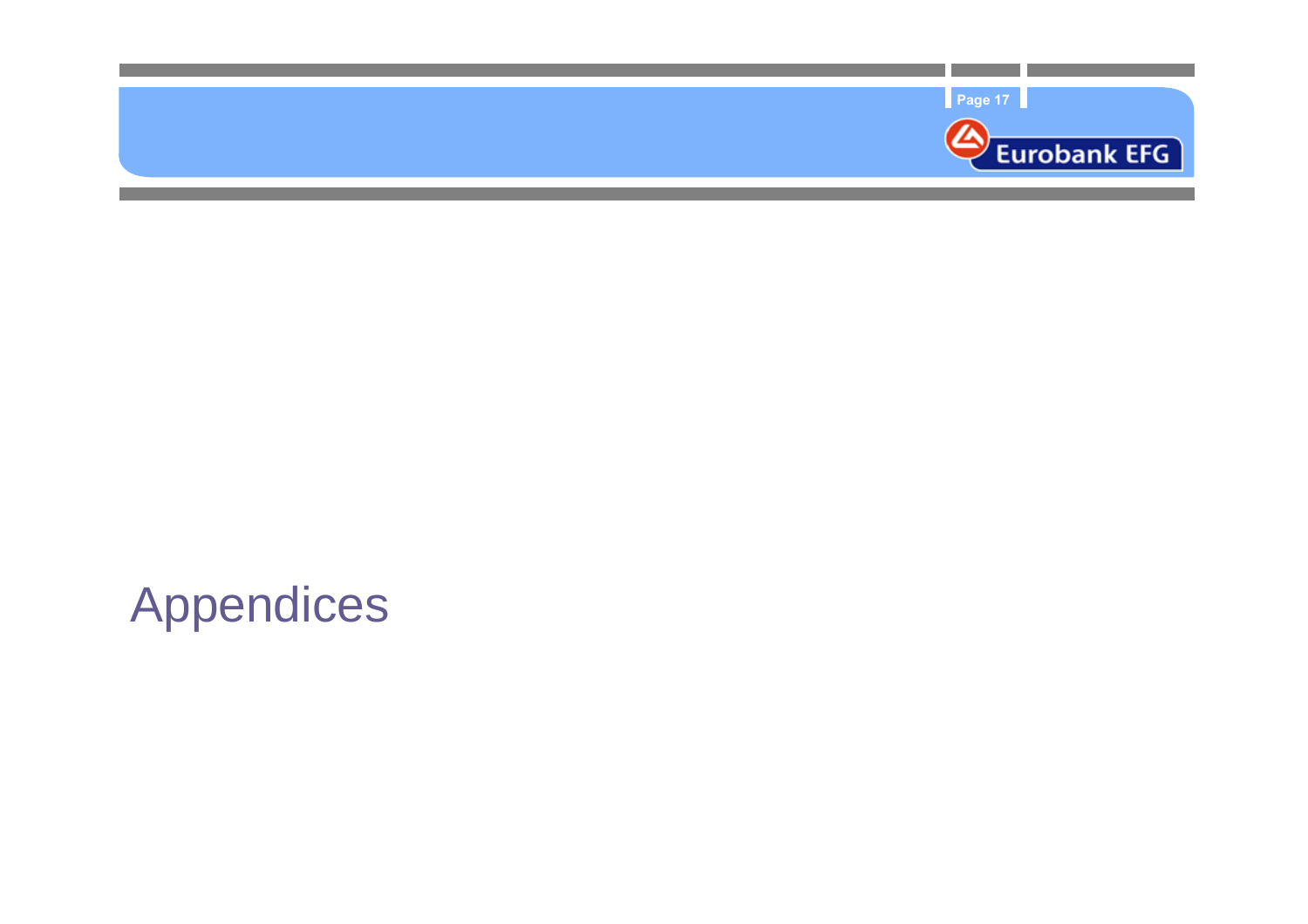# Appendices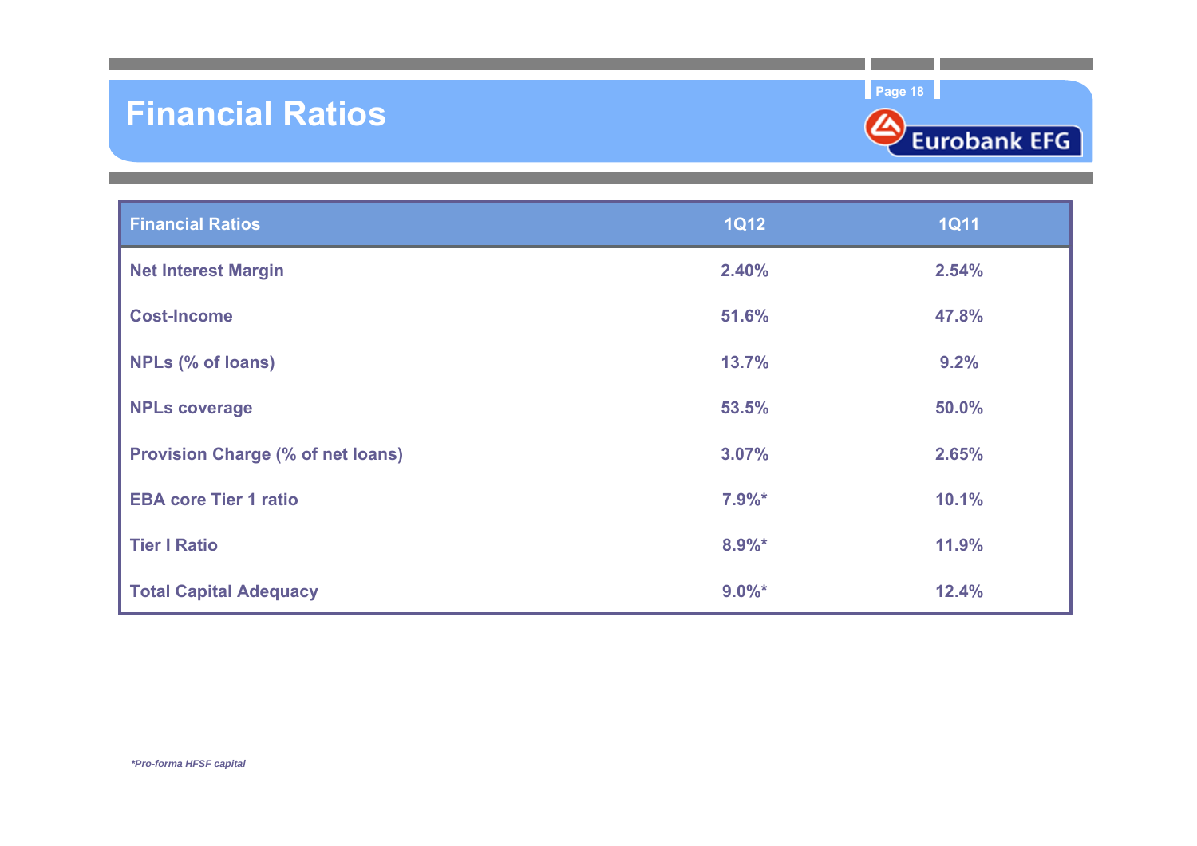# Financial Ratios

| Financial Ratios | 1Q12 | 1Q11 |
|---|---|---|
| Net Interest Margin | 2.40% | 2.54% |
| Cost-Income | 51.6% | 47.8% |
| NPLs (% of loans) | 13.7% | 9.2% |
| NPLs coverage | 53.5% | 50.0% |
| Provision Charge (% of net loans) | 3.07% | 2.65% |
| EBA core Tier 1 ratio | 7.9%* | 10.1% |
| Tier I Ratio | 8.9%* | 11.9% |
| Total Capital Adequacy | 9.0%* | 12.4% |

*\*Pro-forma HFSF capital*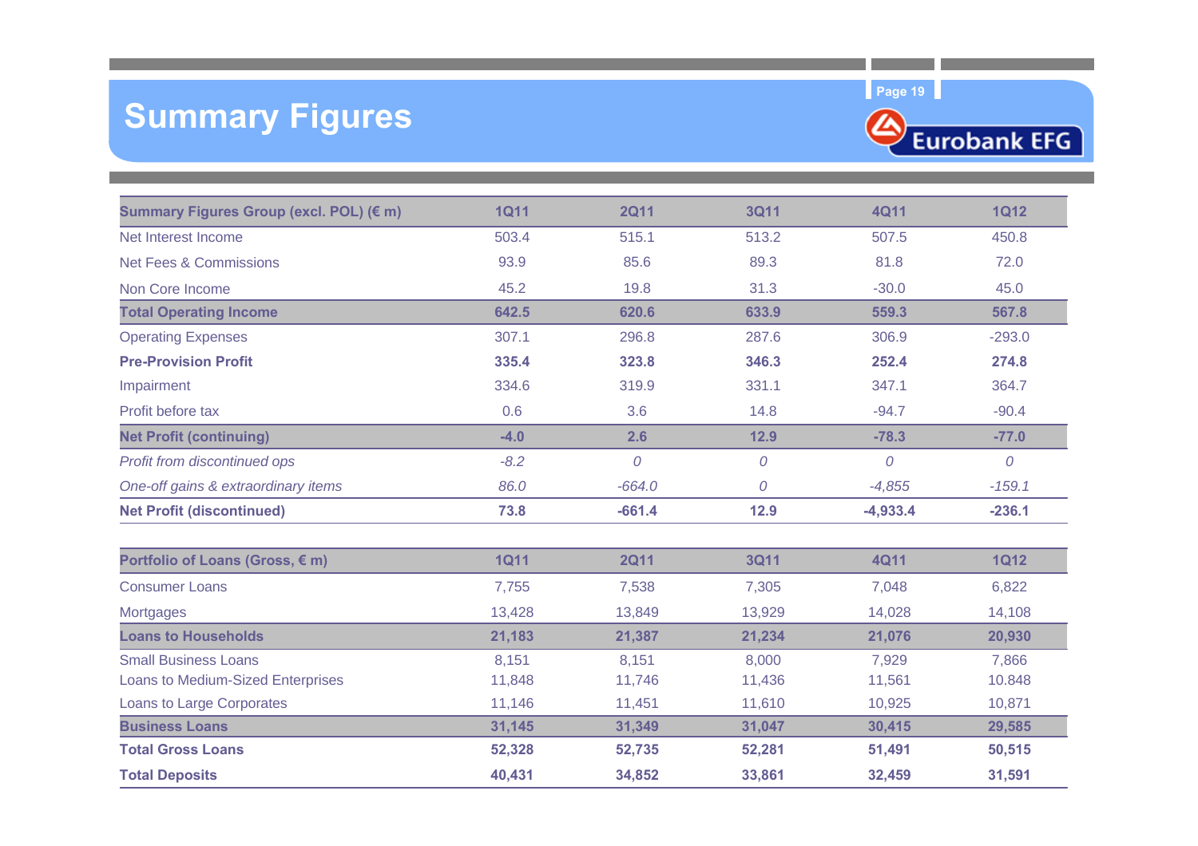# Summary Figures

| Summary Figures Group (excl. POL) (€ m) | 1Q11 | 2Q11 | 3Q11 | 4Q11 | 1Q12 |
|---|---|---|---|---|---|
| Net Interest Income | 503.4 | 515.1 | 513.2 | 507.5 | 450.8 |
| Net Fees & Commissions | 93.9 | 85.6 | 89.3 | 81.8 | 72.0 |
| Non Core Income | 45.2 | 19.8 | 31.3 | -30.0 | 45.0 |
| **Total Operating Income** | **642.5** | **620.6** | **633.9** | **559.3** | **567.8** |
| Operating Expenses | 307.1 | 296.8 | 287.6 | 306.9 | -293.0 |
| **Pre-Provision Profit** | **335.4** | **323.8** | **346.3** | **252.4** | **274.8** |
| Impairment | 334.6 | 319.9 | 331.1 | 347.1 | 364.7 |
| Profit before tax | 0.6 | 3.6 | 14.8 | -94.7 | -90.4 |
| **Net Profit (continuing)** | **-4.0** | **2.6** | **12.9** | **-78.3** | **-77.0** |
| *Profit from discontinued ops* | *-8.2* | *0* | *0* | *0* | *0* |
| *One-off gains & extraordinary items* | *86.0* | *-664.0* | *0* | *-4,855* | *-159.1* |
| **Net Profit (discontinued)** | **73.8** | **-661.4** | **12.9** | **-4,933.4** | **-236.1** |

| Portfolio of Loans (Gross, € m) | 1Q11 | 2Q11 | 3Q11 | 4Q11 | 1Q12 |
|---|---|---|---|---|---|
| Consumer Loans | 7,755 | 7,538 | 7,305 | 7,048 | 6,822 |
| Mortgages | 13,428 | 13,849 | 13,929 | 14,028 | 14,108 |
| **Loans to Households** | **21,183** | **21,387** | **21,234** | **21,076** | **20,930** |
| Small Business Loans | 8,151 | 8,151 | 8,000 | 7,929 | 7,866 |
| Loans to Medium-Sized Enterprises | 11,848 | 11,746 | 11,436 | 11,561 | 10.848 |
| Loans to Large Corporates | 11,146 | 11,451 | 11,610 | 10,925 | 10,871 |
| **Business Loans** | **31,145** | **31,349** | **31,047** | **30,415** | **29,585** |
| **Total Gross Loans** | **52,328** | **52,735** | **52,281** | **51,491** | **50,515** |
| **Total Deposits** | **40,431** | **34,852** | **33,861** | **32,459** | **31,591** |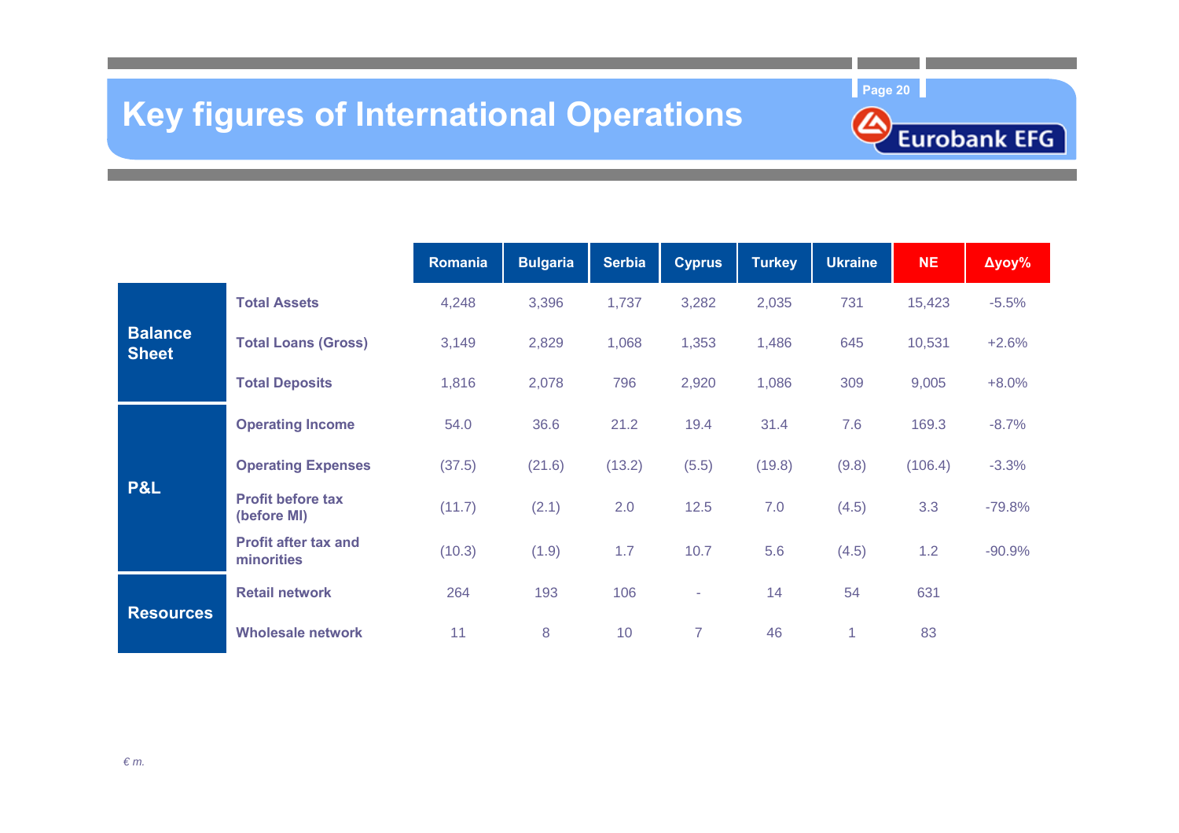# Key figures of International Operations

| | | Romania | Bulgaria | Serbia | Cyprus | Turkey | Ukraine | NE | Δyoy% |
|---|---|---|---|---|---|---|---|---|---|
| **Balance Sheet** | **Total Assets** | 4,248 | 3,396 | 1,737 | 3,282 | 2,035 | 731 | 15,423 | -5.5% |
| | **Total Loans (Gross)** | 3,149 | 2,829 | 1,068 | 1,353 | 1,486 | 645 | 10,531 | +2.6% |
| | **Total Deposits** | 1,816 | 2,078 | 796 | 2,920 | 1,086 | 309 | 9,005 | +8.0% |
| **P&L** | **Operating Income** | 54.0 | 36.6 | 21.2 | 19.4 | 31.4 | 7.6 | 169.3 | -8.7% |
| | **Operating Expenses** | (37.5) | (21.6) | (13.2) | (5.5) | (19.8) | (9.8) | (106.4) | -3.3% |
| | **Profit before tax (before MI)** | (11.7) | (2.1) | 2.0 | 12.5 | 7.0 | (4.5) | 3.3 | -79.8% |
| | **Profit after tax and minorities** | (10.3) | (1.9) | 1.7 | 10.7 | 5.6 | (4.5) | 1.2 | -90.9% |
| **Resources** | **Retail network** | 264 | 193 | 106 | - | 14 | 54 | 631 | |
| | **Wholesale network** | 11 | 8 | 10 | 7 | 46 | 1 | 83 | |

*€ m.*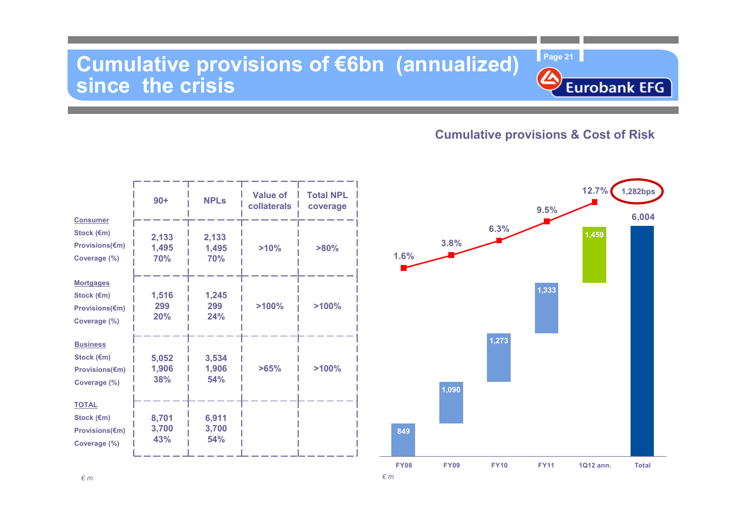# Cumulative provisions of €6bn (annualized) since the crisis

| | 90+ | NPLs | Value of collaterals | Total NPL coverage |
|---|---|---|---|---|
| **Consumer** | | | | |
| Stock (€m) | 2,133 | 2,133 | >10% | >80% |
| Provisions(€m) | 1,495 | 1,495 | | |
| Coverage (%) | 70% | 70% | | |
| **Mortgages** | | | | |
| Stock (€m) | 1,516 | 1,245 | >100% | >100% |
| Provisions(€m) | 299 | 299 | | |
| Coverage (%) | 20% | 24% | | |
| **Business** | | | | |
| Stock (€m) | 5,052 | 3,534 | >65% | >100% |
| Provisions(€m) | 1,906 | 1,906 | | |
| Coverage (%) | 38% | 54% | | |
| **TOTAL** | | | | |
| Stock (€m) | 8,701 | 6,911 | | |
| Provisions(€m) | 3,700 | 3,700 | | |
| Coverage (%) | 43% | 54% | | |

*€ m*

## Cumulative provisions & Cost of Risk

| | FY08 | FY09 | FY10 | FY11 | 1Q12 ann. | Total |
|---|---|---|---|---|---|---|
| Provisions (€m) | 849 | 1,090 | 1,273 | 1,333 | 1,459 | 6,004 |
| Cumulative Cost of Risk | 1.6% | 3.8% | 6.3% | 9.5% | 12.7% | 1,282bps |

*€ m*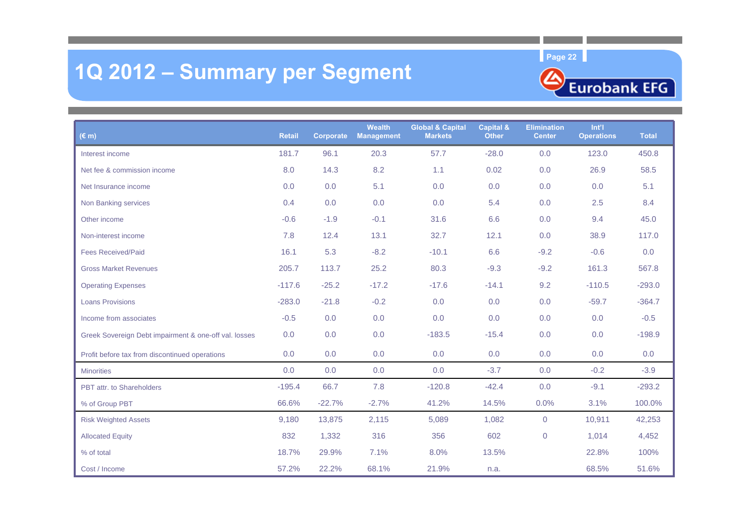# 1Q 2012 – Summary per Segment

| (€ m) | Retail | Corporate | Wealth Management | Global & Capital Markets | Capital & Other | Elimination Center | Int'l Operations | Total |
|---|---|---|---|---|---|---|---|---|
| Interest income | 181.7 | 96.1 | 20.3 | 57.7 | -28.0 | 0.0 | 123.0 | 450.8 |
| Net fee & commission income | 8.0 | 14.3 | 8.2 | 1.1 | 0.02 | 0.0 | 26.9 | 58.5 |
| Net Insurance income | 0.0 | 0.0 | 5.1 | 0.0 | 0.0 | 0.0 | 0.0 | 5.1 |
| Non Banking services | 0.4 | 0.0 | 0.0 | 0.0 | 5.4 | 0.0 | 2.5 | 8.4 |
| Other income | -0.6 | -1.9 | -0.1 | 31.6 | 6.6 | 0.0 | 9.4 | 45.0 |
| Non-interest income | 7.8 | 12.4 | 13.1 | 32.7 | 12.1 | 0.0 | 38.9 | 117.0 |
| Fees Received/Paid | 16.1 | 5.3 | -8.2 | -10.1 | 6.6 | -9.2 | -0.6 | 0.0 |
| Gross Market Revenues | 205.7 | 113.7 | 25.2 | 80.3 | -9.3 | -9.2 | 161.3 | 567.8 |
| Operating Expenses | -117.6 | -25.2 | -17.2 | -17.6 | -14.1 | 9.2 | -110.5 | -293.0 |
| Loans Provisions | -283.0 | -21.8 | -0.2 | 0.0 | 0.0 | 0.0 | -59.7 | -364.7 |
| Income from associates | -0.5 | 0.0 | 0.0 | 0.0 | 0.0 | 0.0 | 0.0 | -0.5 |
| Greek Sovereign Debt impairment & one-off val. losses | 0.0 | 0.0 | 0.0 | -183.5 | -15.4 | 0.0 | 0.0 | -198.9 |
| Profit before tax from discontinued operations | 0.0 | 0.0 | 0.0 | 0.0 | 0.0 | 0.0 | 0.0 | 0.0 |
| Minorities | 0.0 | 0.0 | 0.0 | 0.0 | -3.7 | 0.0 | -0.2 | -3.9 |
| PBT attr. to Shareholders | -195.4 | 66.7 | 7.8 | -120.8 | -42.4 | 0.0 | -9.1 | -293.2 |
| % of Group PBT | 66.6% | -22.7% | -2.7% | 41.2% | 14.5% | 0.0% | 3.1% | 100.0% |
| Risk Weighted Assets | 9,180 | 13,875 | 2,115 | 5,089 | 1,082 | 0 | 10,911 | 42,253 |
| Allocated Equity | 832 | 1,332 | 316 | 356 | 602 | 0 | 1,014 | 4,452 |
| % of total | 18.7% | 29.9% | 7.1% | 8.0% | 13.5% | | 22.8% | 100% |
| Cost / Income | 57.2% | 22.2% | 68.1% | 21.9% | n.a. | | 68.5% | 51.6% |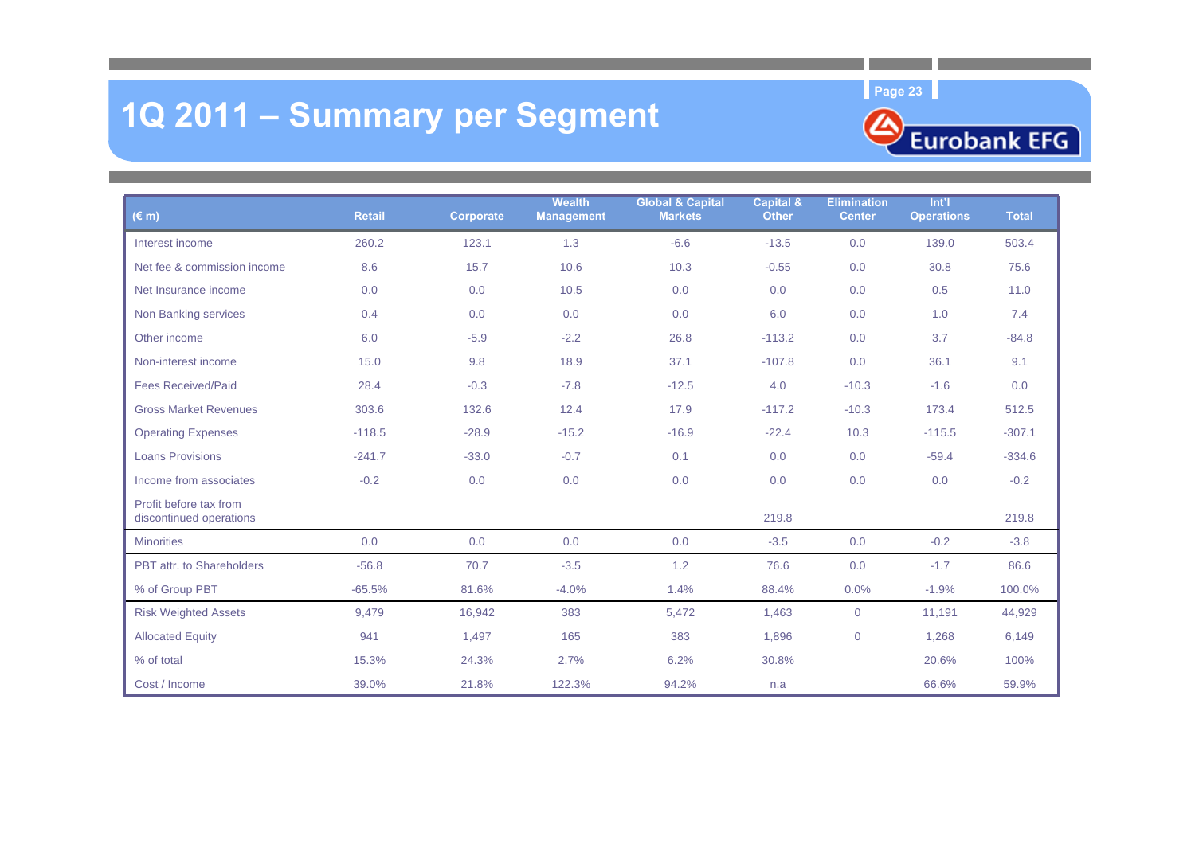# 1Q 2011 – Summary per Segment

| (€ m) | Retail | Corporate | Wealth Management | Global & Capital Markets | Capital & Other | Elimination Center | Int'l Operations | Total |
|---|---|---|---|---|---|---|---|---|
| Interest income | 260.2 | 123.1 | 1.3 | -6.6 | -13.5 | 0.0 | 139.0 | 503.4 |
| Net fee & commission income | 8.6 | 15.7 | 10.6 | 10.3 | -0.55 | 0.0 | 30.8 | 75.6 |
| Net Insurance income | 0.0 | 0.0 | 10.5 | 0.0 | 0.0 | 0.0 | 0.5 | 11.0 |
| Non Banking services | 0.4 | 0.0 | 0.0 | 0.0 | 6.0 | 0.0 | 1.0 | 7.4 |
| Other income | 6.0 | -5.9 | -2.2 | 26.8 | -113.2 | 0.0 | 3.7 | -84.8 |
| Non-interest income | 15.0 | 9.8 | 18.9 | 37.1 | -107.8 | 0.0 | 36.1 | 9.1 |
| Fees Received/Paid | 28.4 | -0.3 | -7.8 | -12.5 | 4.0 | -10.3 | -1.6 | 0.0 |
| Gross Market Revenues | 303.6 | 132.6 | 12.4 | 17.9 | -117.2 | -10.3 | 173.4 | 512.5 |
| Operating Expenses | -118.5 | -28.9 | -15.2 | -16.9 | -22.4 | 10.3 | -115.5 | -307.1 |
| Loans Provisions | -241.7 | -33.0 | -0.7 | 0.1 | 0.0 | 0.0 | -59.4 | -334.6 |
| Income from associates | -0.2 | 0.0 | 0.0 | 0.0 | 0.0 | 0.0 | 0.0 | -0.2 |
| Profit before tax from discontinued operations | | | | | 219.8 | | | 219.8 |
| Minorities | 0.0 | 0.0 | 0.0 | 0.0 | -3.5 | 0.0 | -0.2 | -3.8 |
| PBT attr. to Shareholders | -56.8 | 70.7 | -3.5 | 1.2 | 76.6 | 0.0 | -1.7 | 86.6 |
| % of Group PBT | -65.5% | 81.6% | -4.0% | 1.4% | 88.4% | 0.0% | -1.9% | 100.0% |
| Risk Weighted Assets | 9,479 | 16,942 | 383 | 5,472 | 1,463 | 0 | 11,191 | 44,929 |
| Allocated Equity | 941 | 1,497 | 165 | 383 | 1,896 | 0 | 1,268 | 6,149 |
| % of total | 15.3% | 24.3% | 2.7% | 6.2% | 30.8% | | 20.6% | 100% |
| Cost / Income | 39.0% | 21.8% | 122.3% | 94.2% | n.a | | 66.6% | 59.9% |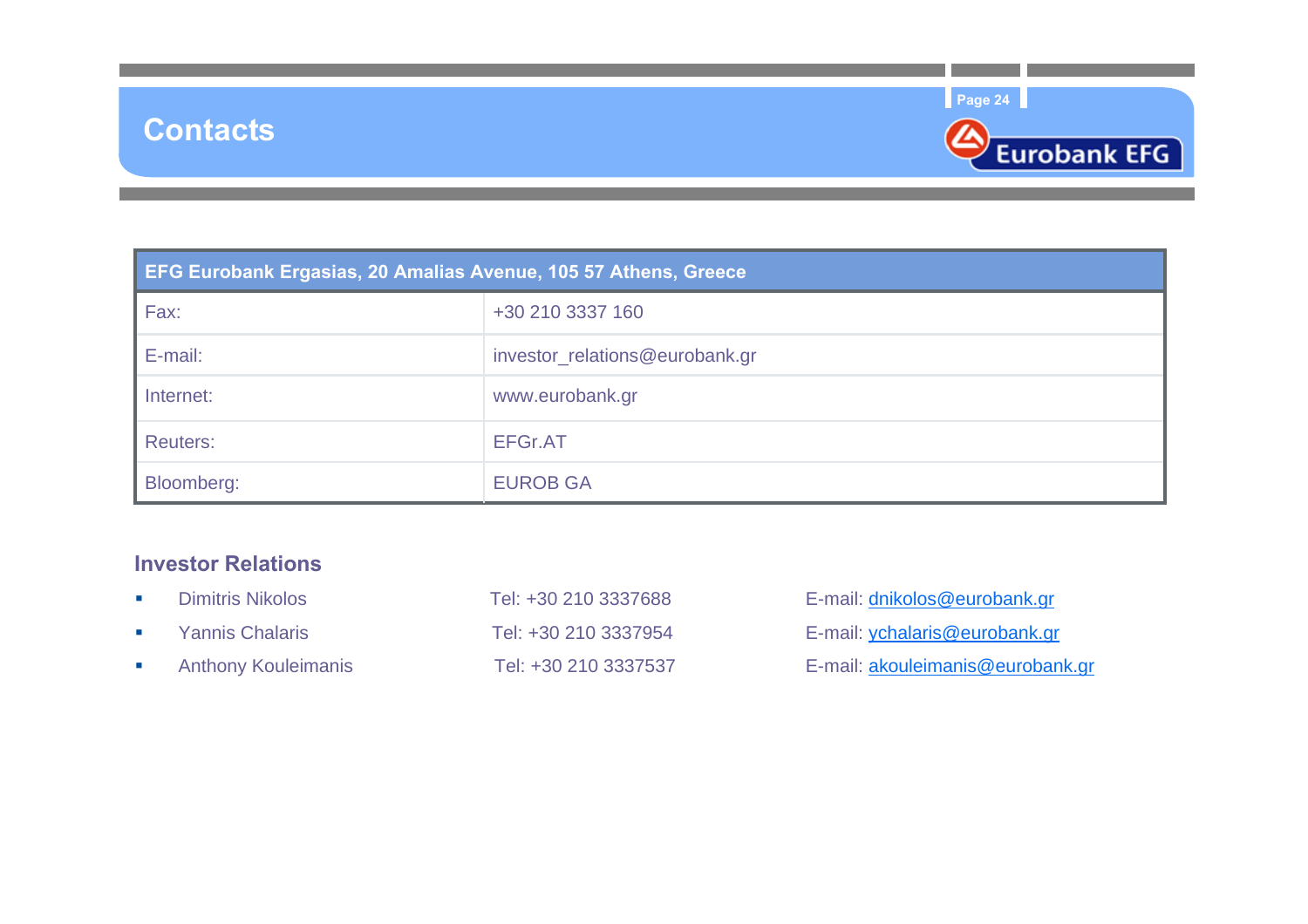# Contacts

| EFG Eurobank Ergasias, 20 Amalias Avenue, 105 57 Athens, Greece | |
|---|---|
| Fax: | +30 210 3337 160 |
| E-mail: | investor_relations@eurobank.gr |
| Internet: | www.eurobank.gr |
| Reuters: | EFGr.AT |
| Bloomberg: | EUROB GA |

## Investor Relations

- Dimitris Nikolos — Tel: +30 210 3337688 — E-mail: dnikolos@eurobank.gr
- Yannis Chalaris — Tel: +30 210 3337954 — E-mail: ychalaris@eurobank.gr
- Anthony Kouleimanis — Tel: +30 210 3337537 — E-mail: akouleimanis@eurobank.gr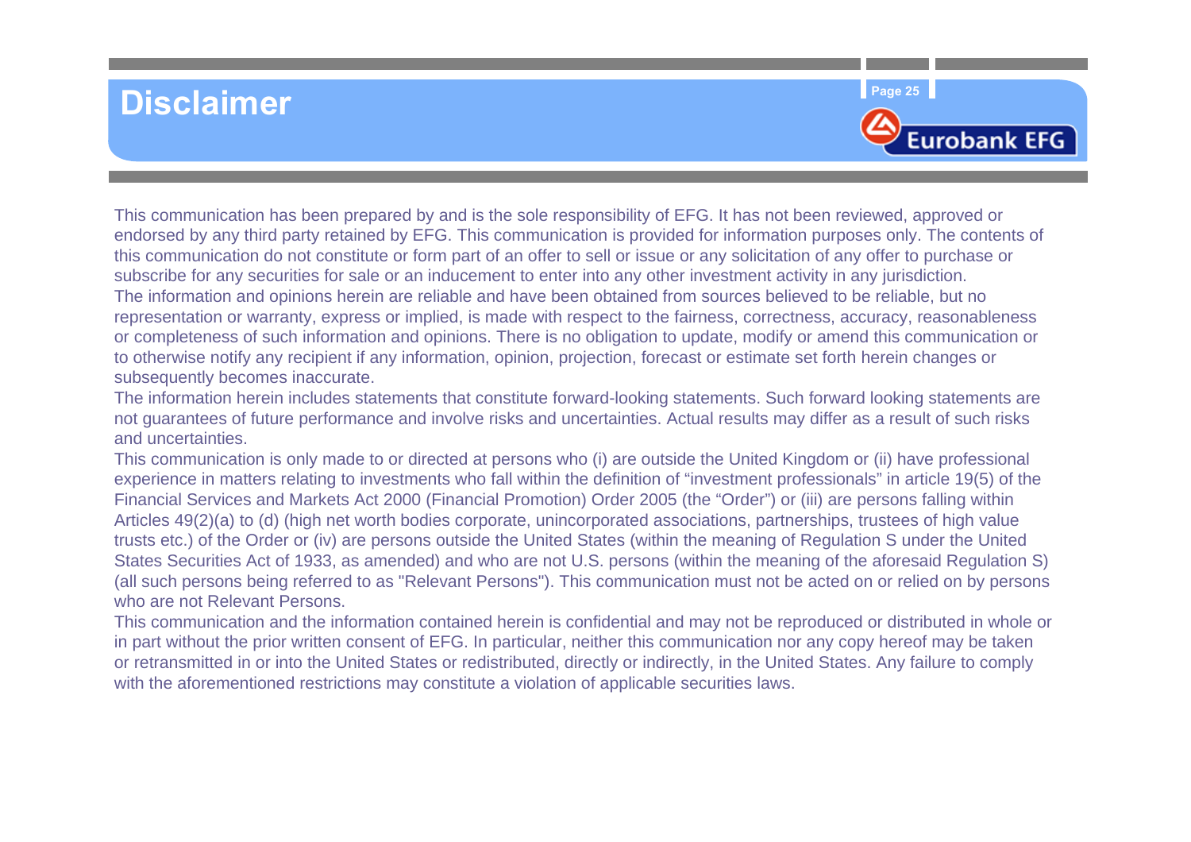# Disclaimer

This communication has been prepared by and is the sole responsibility of EFG. It has not been reviewed, approved or endorsed by any third party retained by EFG. This communication is provided for information purposes only. The contents of this communication do not constitute or form part of an offer to sell or issue or any solicitation of any offer to purchase or subscribe for any securities for sale or an inducement to enter into any other investment activity in any jurisdiction.

The information and opinions herein are reliable and have been obtained from sources believed to be reliable, but no representation or warranty, express or implied, is made with respect to the fairness, correctness, accuracy, reasonableness or completeness of such information and opinions. There is no obligation to update, modify or amend this communication or to otherwise notify any recipient if any information, opinion, projection, forecast or estimate set forth herein changes or subsequently becomes inaccurate.

The information herein includes statements that constitute forward-looking statements. Such forward looking statements are not guarantees of future performance and involve risks and uncertainties. Actual results may differ as a result of such risks and uncertainties.

This communication is only made to or directed at persons who (i) are outside the United Kingdom or (ii) have professional experience in matters relating to investments who fall within the definition of “investment professionals” in article 19(5) of the Financial Services and Markets Act 2000 (Financial Promotion) Order 2005 (the “Order”) or (iii) are persons falling within Articles 49(2)(a) to (d) (high net worth bodies corporate, unincorporated associations, partnerships, trustees of high value trusts etc.) of the Order or (iv) are persons outside the United States (within the meaning of Regulation S under the United States Securities Act of 1933, as amended) and who are not U.S. persons (within the meaning of the aforesaid Regulation S) (all such persons being referred to as "Relevant Persons"). This communication must not be acted on or relied on by persons who are not Relevant Persons.

This communication and the information contained herein is confidential and may not be reproduced or distributed in whole or in part without the prior written consent of EFG. In particular, neither this communication nor any copy hereof may be taken or retransmitted in or into the United States or redistributed, directly or indirectly, in the United States. Any failure to comply with the aforementioned restrictions may constitute a violation of applicable securities laws.